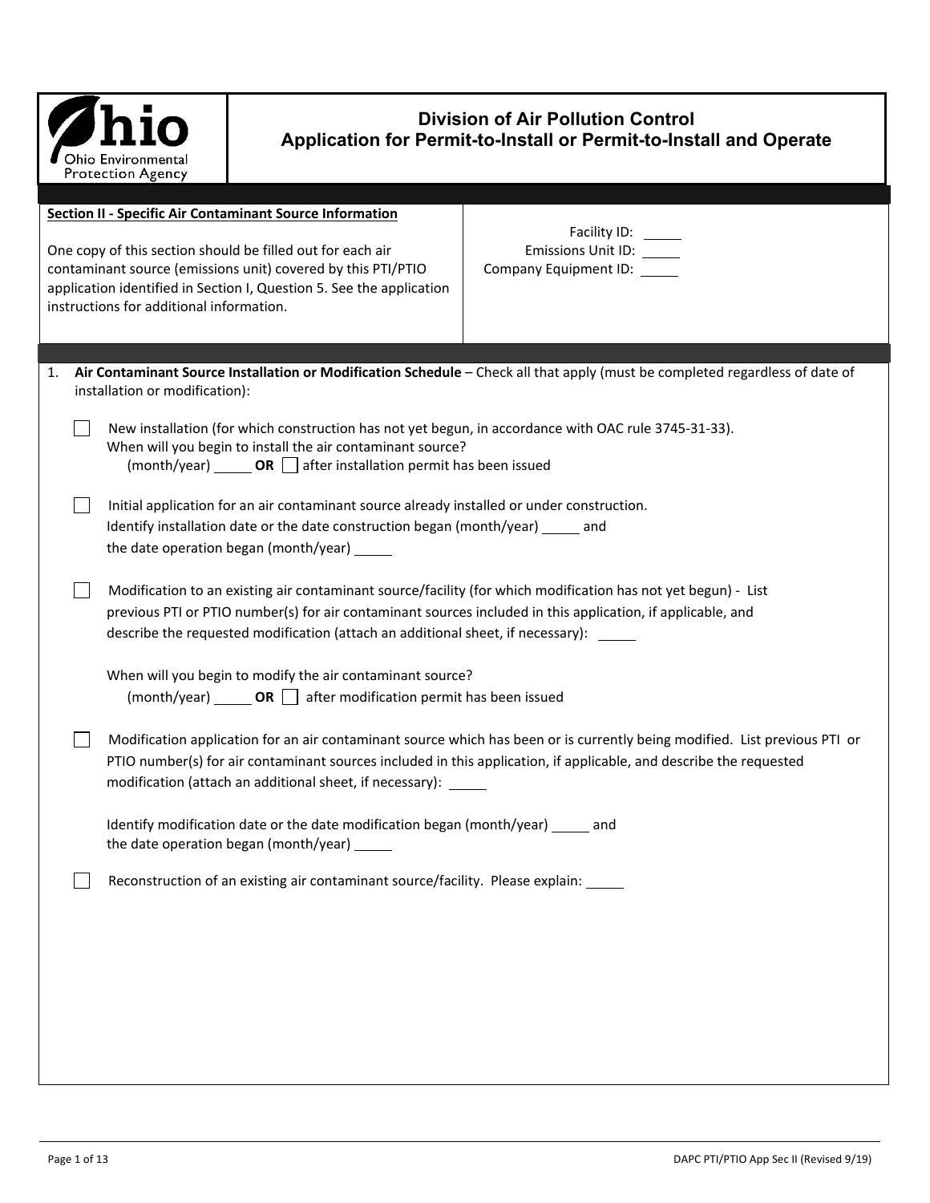**Ohio Environmental Protection Agency**

# Division of Air Pollution Control
## Application for Permit-to-Install or Permit-to-Install and Operate

**Section II - Specific Air Contaminant Source Information**

One copy of this section should be filled out for each air contaminant source (emissions unit) covered by this PTI/PTIO application identified in Section I, Question 5. See the application instructions for additional information.

Facility ID: \_\_\_\_\_
Emissions Unit ID: \_\_\_\_\_
Company Equipment ID: \_\_\_\_\_

1. **Air Contaminant Source Installation or Modification Schedule** – Check all that apply (must be completed regardless of date of installation or modification):

   ☐ New installation (for which construction has not yet begun, in accordance with OAC rule 3745-31-33).
   When will you begin to install the air contaminant source?
   (month/year) \_\_\_\_\_ **OR** ☐ after installation permit has been issued

   ☐ Initial application for an air contaminant source already installed or under construction.
   Identify installation date or the date construction began (month/year) \_\_\_\_\_ and
   the date operation began (month/year) \_\_\_\_\_

   ☐ Modification to an existing air contaminant source/facility (for which modification has not yet begun) - List previous PTI or PTIO number(s) for air contaminant sources included in this application, if applicable, and describe the requested modification (attach an additional sheet, if necessary): \_\_\_\_\_

   When will you begin to modify the air contaminant source?
   (month/year) \_\_\_\_\_ **OR** ☐ after modification permit has been issued

   ☐ Modification application for an air contaminant source which has been or is currently being modified. List previous PTI or PTIO number(s) for air contaminant sources included in this application, if applicable, and describe the requested modification (attach an additional sheet, if necessary): \_\_\_\_\_

   Identify modification date or the date modification began (month/year) \_\_\_\_\_ and
   the date operation began (month/year) \_\_\_\_\_

   ☐ Reconstruction of an existing air contaminant source/facility. Please explain: \_\_\_\_\_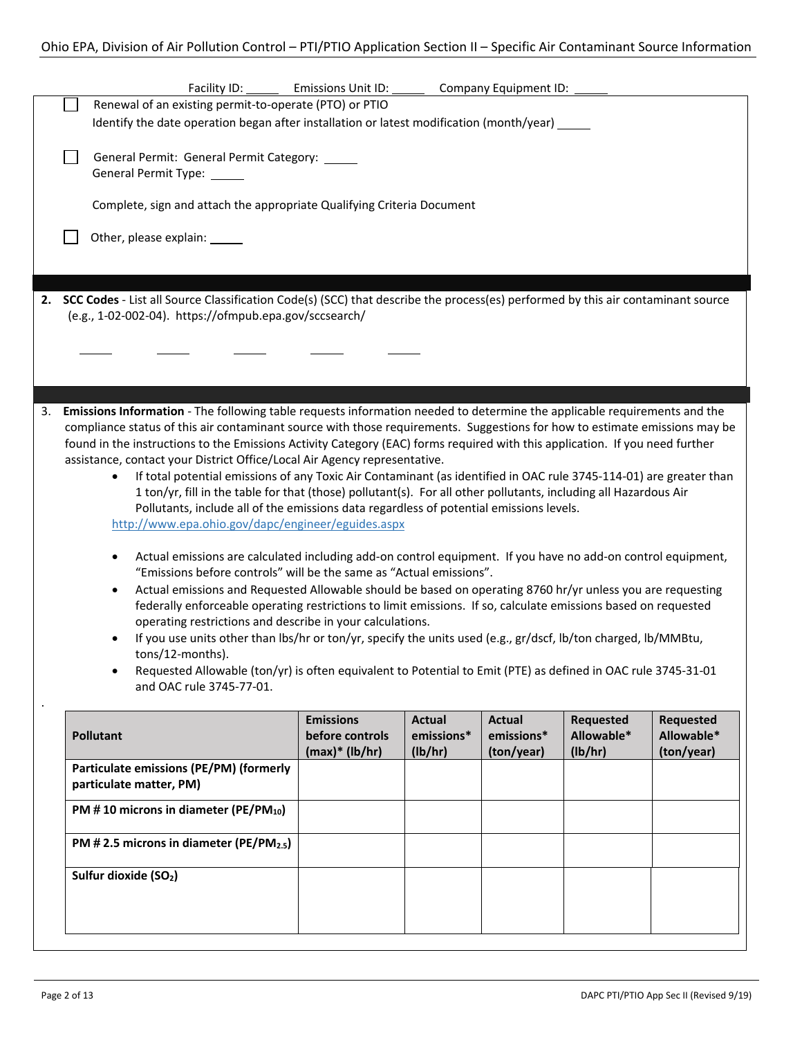Facility ID: _____ Emissions Unit ID: _____ Company Equipment ID: _____

☐ Renewal of an existing permit-to-operate (PTO) or PTIO

Identify the date operation began after installation or latest modification (month/year) _____

☐ General Permit: General Permit Category: _____

General Permit Type: _____

Complete, sign and attach the appropriate Qualifying Criteria Document

☐ Other, please explain: _____

2. **SCC Codes** - List all Source Classification Code(s) (SCC) that describe the process(es) performed by this air contaminant source (e.g., 1-02-002-04). https://ofmpub.epa.gov/sccsearch/

_____ _____ _____ _____ _____

3. **Emissions Information** - The following table requests information needed to determine the applicable requirements and the compliance status of this air contaminant source with those requirements. Suggestions for how to estimate emissions may be found in the instructions to the Emissions Activity Category (EAC) forms required with this application. If you need further assistance, contact your District Office/Local Air Agency representative.

- If total potential emissions of any Toxic Air Contaminant (as identified in OAC rule 3745-114-01) are greater than 1 ton/yr, fill in the table for that (those) pollutant(s). For all other pollutants, including all Hazardous Air Pollutants, include all of the emissions data regardless of potential emissions levels.
  http://www.epa.ohio.gov/dapc/engineer/eguides.aspx
- Actual emissions are calculated including add-on control equipment. If you have no add-on control equipment, "Emissions before controls" will be the same as "Actual emissions".
- Actual emissions and Requested Allowable should be based on operating 8760 hr/yr unless you are requesting federally enforceable operating restrictions to limit emissions. If so, calculate emissions based on requested operating restrictions and describe in your calculations.
- If you use units other than lbs/hr or ton/yr, specify the units used (e.g., gr/dscf, lb/ton charged, lb/MMBtu, tons/12-months).
- Requested Allowable (ton/yr) is often equivalent to Potential to Emit (PTE) as defined in OAC rule 3745-31-01 and OAC rule 3745-77-01.

| Pollutant | Emissions before controls (max)* (lb/hr) | Actual emissions* (lb/hr) | Actual emissions* (ton/year) | Requested Allowable* (lb/hr) | Requested Allowable* (ton/year) |
|---|---|---|---|---|---|
| **Particulate emissions (PE/PM) (formerly particulate matter, PM)** | | | | | |
| **PM # 10 microns in diameter (PE/$PM_{10}$)** | | | | | |
| **PM # 2.5 microns in diameter (PE/$PM_{2.5}$)** | | | | | |
| **Sulfur dioxide ($SO_2$)** | | | | | |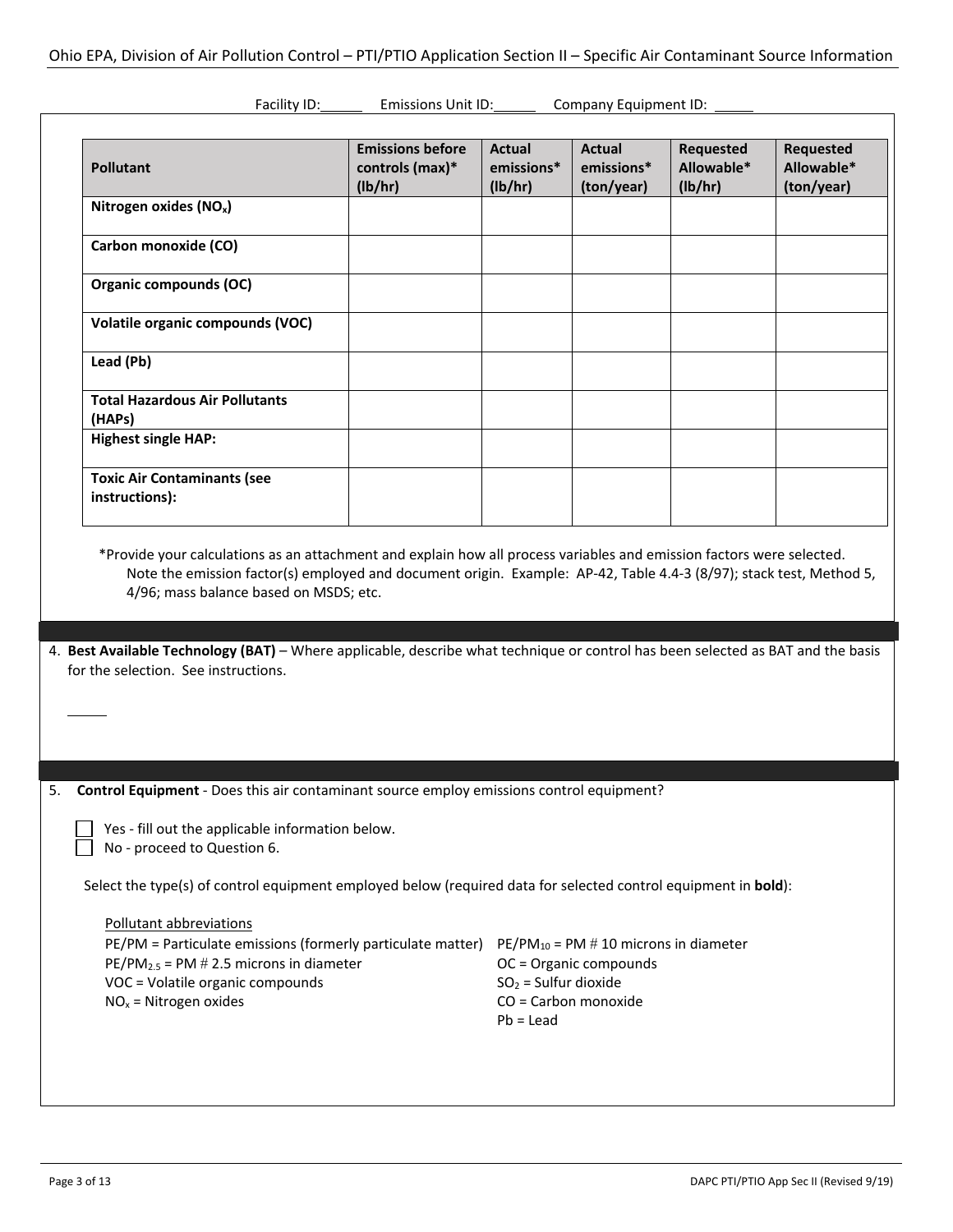Facility ID:______ Emissions Unit ID:______ Company Equipment ID: ______

| Pollutant | Emissions before controls (max)* (lb/hr) | Actual emissions* (lb/hr) | Actual emissions* (ton/year) | Requested Allowable* (lb/hr) | Requested Allowable* (ton/year) |
|---|---|---|---|---|---|
| **Nitrogen oxides ($NO_x$)** | | | | | |
| **Carbon monoxide (CO)** | | | | | |
| **Organic compounds (OC)** | | | | | |
| **Volatile organic compounds (VOC)** | | | | | |
| **Lead (Pb)** | | | | | |
| **Total Hazardous Air Pollutants (HAPs)** | | | | | |
| **Highest single HAP:** | | | | | |
| **Toxic Air Contaminants (see instructions):** | | | | | |

*Provide your calculations as an attachment and explain how all process variables and emission factors were selected. Note the emission factor(s) employed and document origin. Example: AP-42, Table 4.4-3 (8/97); stack test, Method 5, 4/96; mass balance based on MSDS; etc.

4. **Best Available Technology (BAT)** – Where applicable, describe what technique or control has been selected as BAT and the basis for the selection. See instructions.

______

5. **Control Equipment** - Does this air contaminant source employ emissions control equipment?

☐ Yes - fill out the applicable information below.
☐ No - proceed to Question 6.

Select the type(s) of control equipment employed below (required data for selected control equipment in **bold**):

Pollutant abbreviations

PE/PM = Particulate emissions (formerly particulate matter)
$PE/PM_{10}$ = PM # 10 microns in diameter
$PE/PM_{2.5}$ = PM # 2.5 microns in diameter
OC = Organic compounds
VOC = Volatile organic compounds
$SO_2$ = Sulfur dioxide
$NO_x$ = Nitrogen oxides
CO = Carbon monoxide
Pb = Lead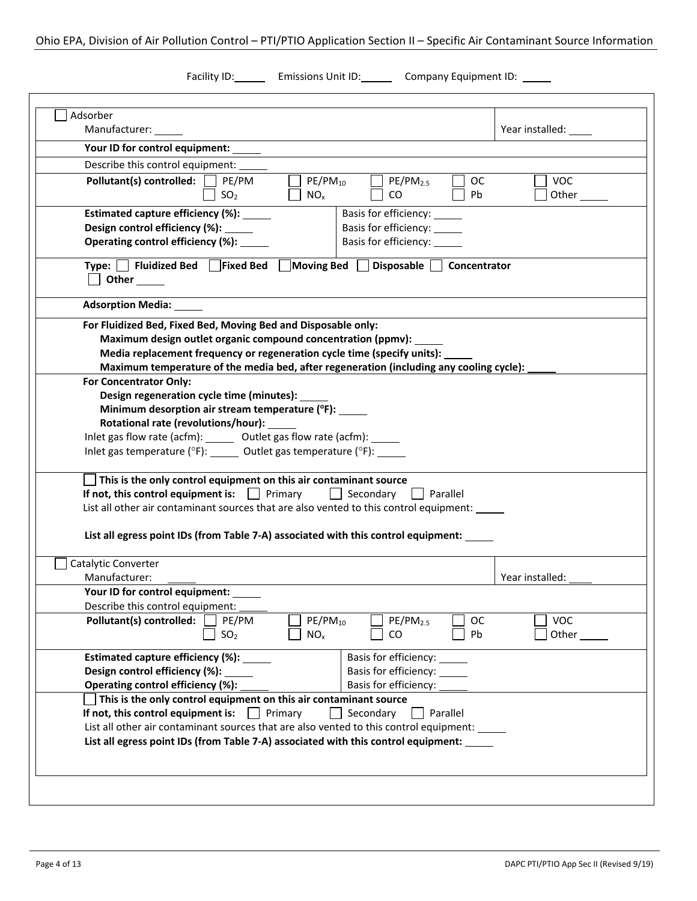Facility ID: ______ Emissions Unit ID: ______ Company Equipment ID: ______

☐ Adsorber
Manufacturer: ______ Year installed: ______

**Your ID for control equipment:** ______

Describe this control equipment: ______

**Pollutant(s) controlled:** ☐ PE/PM ☐ $PE/PM_{10}$ ☐ $PE/PM_{2.5}$ ☐ OC ☐ VOC ☐ $SO_2$ ☐ $NO_x$ ☐ CO ☐ Pb ☐ Other ______

**Estimated capture efficiency (%):** ______ Basis for efficiency: ______
**Design control efficiency (%):** ______ Basis for efficiency: ______
**Operating control efficiency (%):** ______ Basis for efficiency: ______

**Type:** ☐ **Fluidized Bed** ☐ **Fixed Bed** ☐ **Moving Bed** ☐ **Disposable** ☐ **Concentrator** ☐ **Other** ______

**Adsorption Media:** ______

**For Fluidized Bed, Fixed Bed, Moving Bed and Disposable only:**
**Maximum design outlet organic compound concentration (ppmv):** ______
**Media replacement frequency or regeneration cycle time (specify units):** ______
**Maximum temperature of the media bed, after regeneration (including any cooling cycle):** ______

**For Concentrator Only:**
**Design regeneration cycle time (minutes):** ______
**Minimum desorption air stream temperature (°F):** ______
**Rotational rate (revolutions/hour):** ______
Inlet gas flow rate (acfm): ______ Outlet gas flow rate (acfm): ______
Inlet gas temperature (°F): ______ Outlet gas temperature (°F): ______

☐ **This is the only control equipment on this air contaminant source**
**If not, this control equipment is:** ☐ Primary ☐ Secondary ☐ Parallel
List all other air contaminant sources that are also vented to this control equipment: ______

**List all egress point IDs (from Table 7-A) associated with this control equipment:** ______

☐ Catalytic Converter
Manufacturer: ______ Year installed: ______
**Your ID for control equipment:** ______
Describe this control equipment: ______

**Pollutant(s) controlled:** ☐ PE/PM ☐ $PE/PM_{10}$ ☐ $PE/PM_{2.5}$ ☐ OC ☐ VOC ☐ $SO_2$ ☐ $NO_x$ ☐ CO ☐ Pb ☐ Other ______

**Estimated capture efficiency (%):** ______ Basis for efficiency: ______
**Design control efficiency (%):** ______ Basis for efficiency: ______
**Operating control efficiency (%):** ______ Basis for efficiency: ______

☐ **This is the only control equipment on this air contaminant source**
**If not, this control equipment is:** ☐ Primary ☐ Secondary ☐ Parallel
List all other air contaminant sources that are also vented to this control equipment: ______
**List all egress point IDs (from Table 7-A) associated with this control equipment:** ______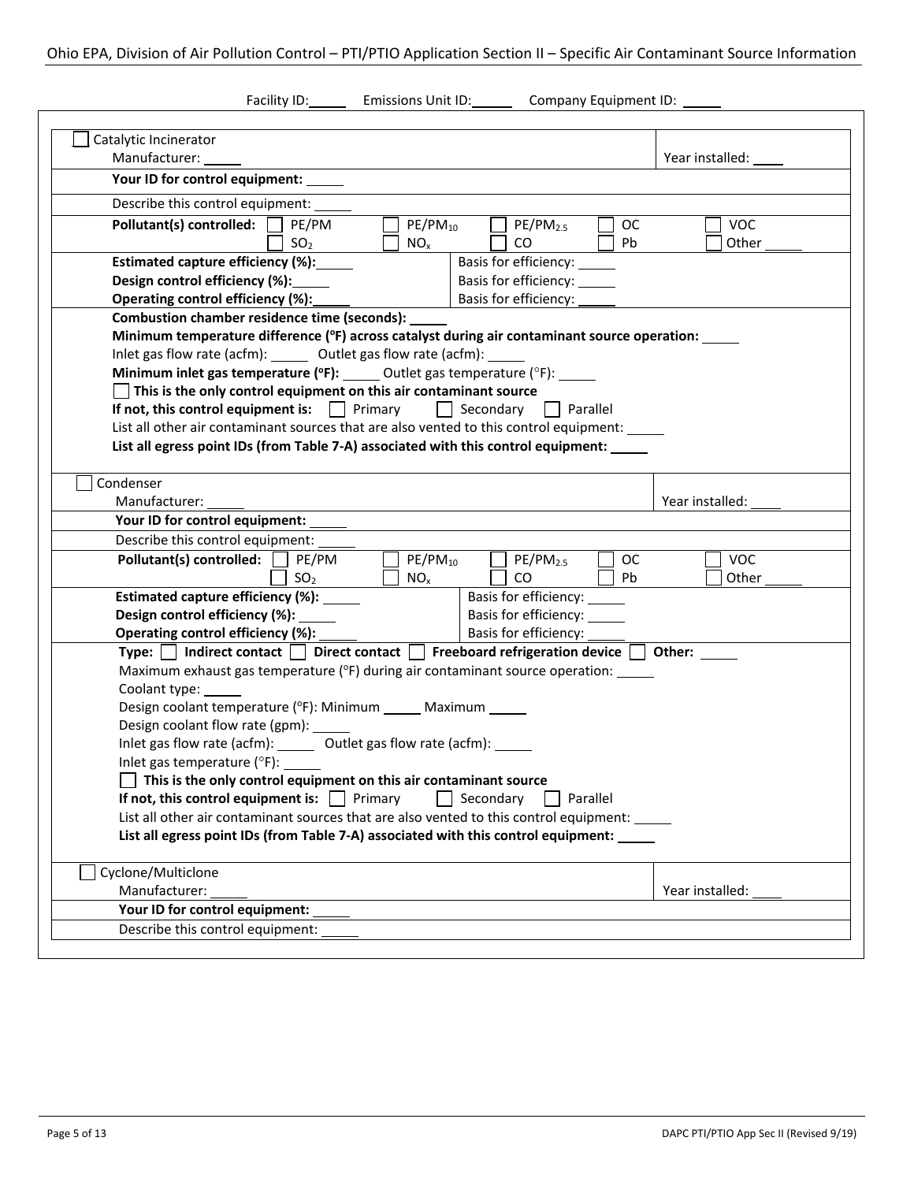Facility ID:_____ Emissions Unit ID:_____ Company Equipment ID: _____

☐ Catalytic Incinerator

Manufacturer: _____ | Year installed: ____

**Your ID for control equipment:** _____

Describe this control equipment: _____

**Pollutant(s) controlled:** ☐ PE/PM ☐ $PE/PM_{10}$ ☐ $PE/PM_{2.5}$ ☐ OC ☐ VOC ☐ $SO_2$ ☐ $NO_x$ ☐ CO ☐ Pb ☐ Other _____

| | |
|---|---|
| **Estimated capture efficiency (%):**_____ | Basis for efficiency: _____ |
| **Design control efficiency (%):**_____ | Basis for efficiency: _____ |
| **Operating control efficiency (%):**_____ | Basis for efficiency: _____ |

**Combustion chamber residence time (seconds):** _____

**Minimum temperature difference (°F) across catalyst during air contaminant source operation:** _____

Inlet gas flow rate (acfm): _____ Outlet gas flow rate (acfm): _____

**Minimum inlet gas temperature (°F):** _____ Outlet gas temperature (°F): _____

☐ **This is the only control equipment on this air contaminant source**

**If not, this control equipment is:** ☐ Primary ☐ Secondary ☐ Parallel

List all other air contaminant sources that are also vented to this control equipment: _____

**List all egress point IDs (from Table 7-A) associated with this control equipment:** _____

☐ Condenser

Manufacturer: _____ | Year installed: ____

**Your ID for control equipment:** _____

Describe this control equipment: _____

**Pollutant(s) controlled:** ☐ PE/PM ☐ $PE/PM_{10}$ ☐ $PE/PM_{2.5}$ ☐ OC ☐ VOC ☐ $SO_2$ ☐ $NO_x$ ☐ CO ☐ Pb ☐ Other _____

| | |
|---|---|
| **Estimated capture efficiency (%):** _____ | Basis for efficiency: _____ |
| **Design control efficiency (%):** _____ | Basis for efficiency: _____ |
| **Operating control efficiency (%):** _____ | Basis for efficiency: _____ |

**Type:** ☐ **Indirect contact** ☐ **Direct contact** ☐ **Freeboard refrigeration device** ☐ **Other:** _____

Maximum exhaust gas temperature (°F) during air contaminant source operation: _____

Coolant type: _____

Design coolant temperature (°F): Minimum _____ Maximum _____

Design coolant flow rate (gpm): _____

Inlet gas flow rate (acfm): _____ Outlet gas flow rate (acfm): _____

Inlet gas temperature (°F): _____

☐ **This is the only control equipment on this air contaminant source**

**If not, this control equipment is:** ☐ Primary ☐ Secondary ☐ Parallel

List all other air contaminant sources that are also vented to this control equipment: _____

**List all egress point IDs (from Table 7-A) associated with this control equipment:** _____

☐ Cyclone/Multiclone

Manufacturer: _____ | Year installed: ____

**Your ID for control equipment:** _____

Describe this control equipment: _____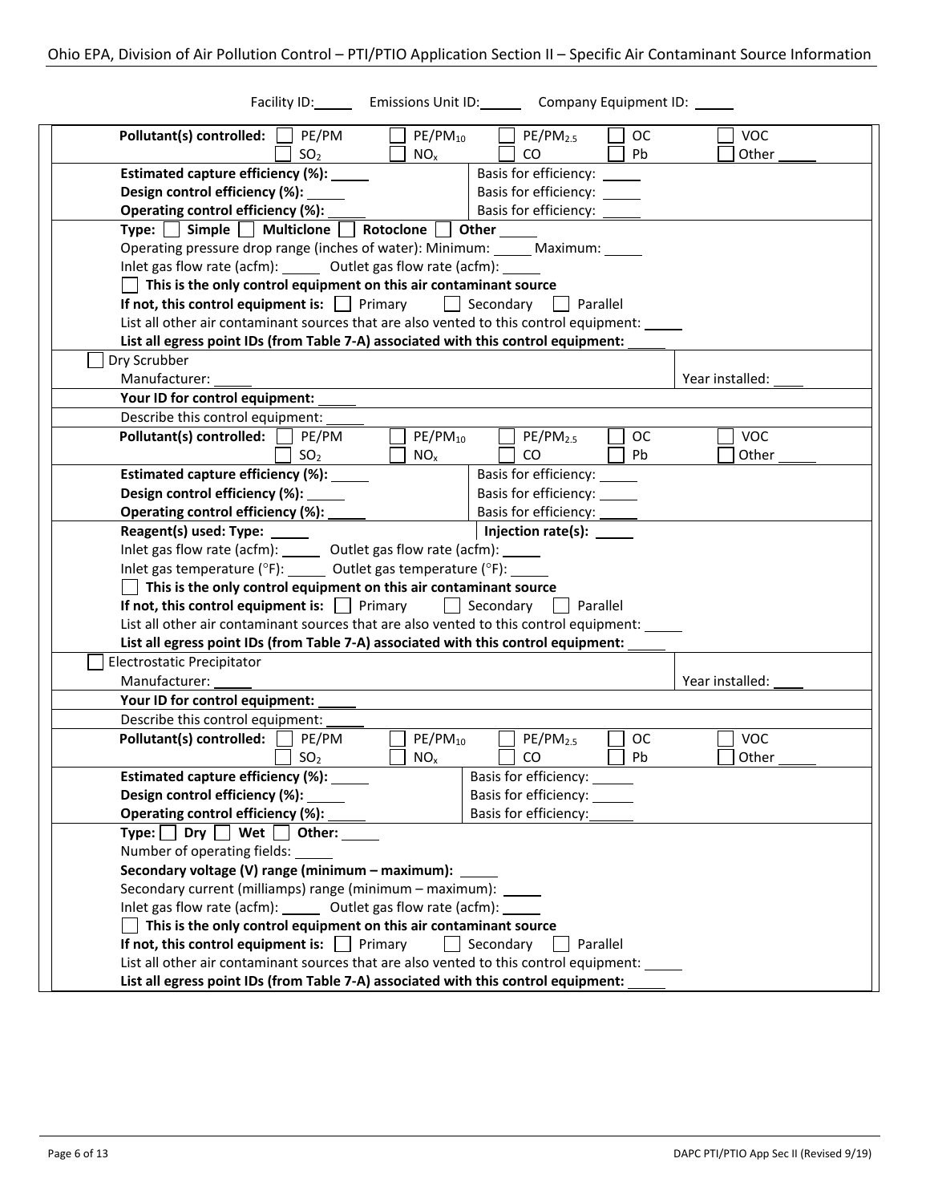Facility ID: ____ Emissions Unit ID: ____ Company Equipment ID: ____

**Pollutant(s) controlled:** ☐ PE/PM ☐ $PE/PM_{10}$ ☐ $PE/PM_{2.5}$ ☐ OC ☐ VOC ☐ $SO_2$ ☐ $NO_x$ ☐ CO ☐ Pb ☐ Other ____

| | |
|---|---|
| **Estimated capture efficiency (%):** ____ | Basis for efficiency: ____ |
| **Design control efficiency (%):** ____ | Basis for efficiency: ____ |
| **Operating control efficiency (%):** ____ | Basis for efficiency: ____ |

**Type:** ☐ **Simple** ☐ **Multiclone** ☐ **Rotoclone** ☐ **Other** ____

Operating pressure drop range (inches of water): Minimum: ____ Maximum: ____

Inlet gas flow rate (acfm): ____ Outlet gas flow rate (acfm): ____

☐ **This is the only control equipment on this air contaminant source**

**If not, this control equipment is:** ☐ Primary ☐ Secondary ☐ Parallel

List all other air contaminant sources that are also vented to this control equipment: ____

**List all egress point IDs (from Table 7-A) associated with this control equipment:** ____

☐ Dry Scrubber

Manufacturer: ____ Year installed: ____

**Your ID for control equipment:** ____

Describe this control equipment: ____

**Pollutant(s) controlled:** ☐ PE/PM ☐ $PE/PM_{10}$ ☐ $PE/PM_{2.5}$ ☐ OC ☐ VOC ☐ $SO_2$ ☐ $NO_x$ ☐ CO ☐ Pb ☐ Other ____

| | |
|---|---|
| **Estimated capture efficiency (%):** ____ | Basis for efficiency: ____ |
| **Design control efficiency (%):** ____ | Basis for efficiency: ____ |
| **Operating control efficiency (%):** ____ | Basis for efficiency: ____ |

**Reagent(s) used: Type:** ____ **Injection rate(s):** ____

Inlet gas flow rate (acfm): ____ Outlet gas flow rate (acfm): ____

Inlet gas temperature (°F): ____ Outlet gas temperature (°F): ____

☐ **This is the only control equipment on this air contaminant source**

**If not, this control equipment is:** ☐ Primary ☐ Secondary ☐ Parallel

List all other air contaminant sources that are also vented to this control equipment: ____

**List all egress point IDs (from Table 7-A) associated with this control equipment:** ____

☐ Electrostatic Precipitator

Manufacturer: ____ Year installed: ____

**Your ID for control equipment:** ____

Describe this control equipment: ____

**Pollutant(s) controlled:** ☐ PE/PM ☐ $PE/PM_{10}$ ☐ $PE/PM_{2.5}$ ☐ OC ☐ VOC ☐ $SO_2$ ☐ $NO_x$ ☐ CO ☐ Pb ☐ Other ____

| | |
|---|---|
| **Estimated capture efficiency (%):** ____ | Basis for efficiency: ____ |
| **Design control efficiency (%):** ____ | Basis for efficiency: ____ |
| **Operating control efficiency (%):** ____ | Basis for efficiency: ____ |

**Type:** ☐ **Dry** ☐ **Wet** ☐ **Other:** ____

Number of operating fields: ____

**Secondary voltage (V) range (minimum – maximum):** ____

Secondary current (milliamps) range (minimum – maximum): ____

Inlet gas flow rate (acfm): ____ Outlet gas flow rate (acfm): ____

☐ **This is the only control equipment on this air contaminant source**

**If not, this control equipment is:** ☐ Primary ☐ Secondary ☐ Parallel

List all other air contaminant sources that are also vented to this control equipment: ____

**List all egress point IDs (from Table 7-A) associated with this control equipment:** ____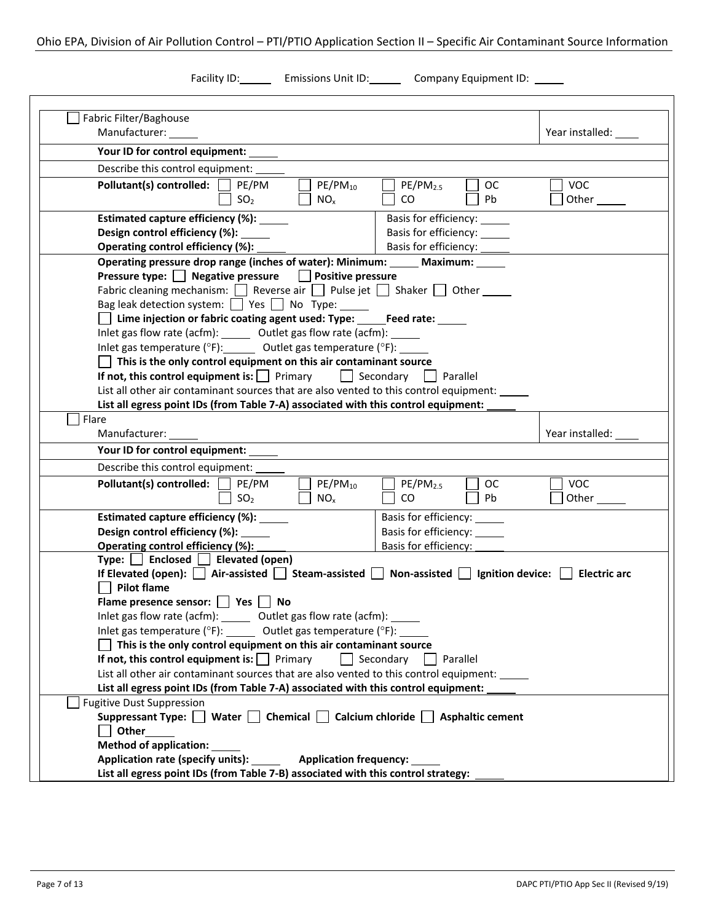Facility ID: ______ Emissions Unit ID: ______ Company Equipment ID: ______

☐ Fabric Filter/Baghouse

Manufacturer: ______ Year installed: ____

**Your ID for control equipment:** ______

Describe this control equipment: ______

**Pollutant(s) controlled:** ☐ PE/PM ☐ $PE/PM_{10}$ ☐ $PE/PM_{2.5}$ ☐ OC ☐ VOC ☐ $SO_2$ ☐ $NO_x$ ☐ CO ☐ Pb ☐ Other ______

| | |
|---|---|
| **Estimated capture efficiency (%):** ______ | Basis for efficiency: ______ |
| **Design control efficiency (%):** ______ | Basis for efficiency: ______ |
| **Operating control efficiency (%):** ______ | Basis for efficiency: ______ |

**Operating pressure drop range (inches of water): Minimum:** ______ **Maximum:** ______

**Pressure type:** ☐ **Negative pressure** ☐ **Positive pressure**

Fabric cleaning mechanism: ☐ Reverse air ☐ Pulse jet ☐ Shaker ☐ Other ______

Bag leak detection system: ☐ Yes ☐ No Type: ______

☐ **Lime injection or fabric coating agent used: Type:** ______ **Feed rate:** ______

Inlet gas flow rate (acfm): ______ Outlet gas flow rate (acfm): ______

Inlet gas temperature (°F): ______ Outlet gas temperature (°F): ______

☐ **This is the only control equipment on this air contaminant source**

**If not, this control equipment is:** ☐ Primary ☐ Secondary ☐ Parallel

List all other air contaminant sources that are also vented to this control equipment: ______

**List all egress point IDs (from Table 7-A) associated with this control equipment:** ______

☐ Flare

Manufacturer: ______ Year installed: ____

**Your ID for control equipment:** ______

Describe this control equipment: ______

**Pollutant(s) controlled:** ☐ PE/PM ☐ $PE/PM_{10}$ ☐ $PE/PM_{2.5}$ ☐ OC ☐ VOC ☐ $SO_2$ ☐ $NO_x$ ☐ CO ☐ Pb ☐ Other ______

| | |
|---|---|
| **Estimated capture efficiency (%):** ______ | Basis for efficiency: ______ |
| **Design control efficiency (%):** ______ | Basis for efficiency: ______ |
| **Operating control efficiency (%):** ______ | Basis for efficiency: ______ |

**Type:** ☐ **Enclosed** ☐ **Elevated (open)**

**If Elevated (open):** ☐ **Air-assisted** ☐ **Steam-assisted** ☐ **Non-assisted** ☐ **Ignition device:** ☐ **Electric arc** ☐ **Pilot flame**

**Flame presence sensor:** ☐ **Yes** ☐ **No**

Inlet gas flow rate (acfm): ______ Outlet gas flow rate (acfm): ______

Inlet gas temperature (°F): ______ Outlet gas temperature (°F): ______

☐ **This is the only control equipment on this air contaminant source**

**If not, this control equipment is:** ☐ Primary ☐ Secondary ☐ Parallel

List all other air contaminant sources that are also vented to this control equipment: ______

**List all egress point IDs (from Table 7-A) associated with this control equipment:** ______

☐ Fugitive Dust Suppression

**Suppressant Type:** ☐ **Water** ☐ **Chemical** ☐ **Calcium chloride** ☐ **Asphaltic cement** ☐ **Other** ______

**Method of application:** ______

**Application rate (specify units):** ______ **Application frequency:** ______

**List all egress point IDs (from Table 7-B) associated with this control strategy:** ______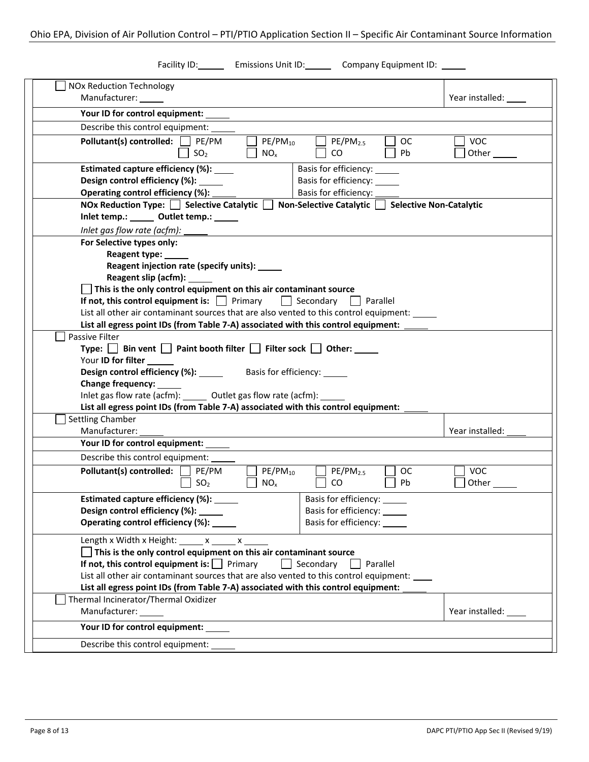Facility ID: ______ Emissions Unit ID: ______ Company Equipment ID: ______

☐ NOx Reduction Technology
Manufacturer: ______ Year installed: ____

**Your ID for control equipment:** ______

Describe this control equipment: ______

**Pollutant(s) controlled:** ☐ PE/PM ☐ $PE/PM_{10}$ ☐ $PE/PM_{2.5}$ ☐ OC ☐ VOC ☐ $SO_2$ ☐ $NO_x$ ☐ CO ☐ Pb ☐ Other ______

**Estimated capture efficiency (%):** ____ Basis for efficiency: ______
**Design control efficiency (%):** ______ Basis for efficiency: ______
**Operating control efficiency (%):** ______ Basis for efficiency: ______

**NOx Reduction Type:** ☐ **Selective Catalytic** ☐ **Non-Selective Catalytic** ☐ **Selective Non-Catalytic**
**Inlet temp.:** ______ **Outlet temp.:** ______
*Inlet gas flow rate (acfm):* ______

**For Selective types only:**
**Reagent type:** ______
**Reagent injection rate (specify units):** ______
**Reagent slip (acfm):** ______

☐ **This is the only control equipment on this air contaminant source**
**If not, this control equipment is:** ☐ Primary ☐ Secondary ☐ Parallel
List all other air contaminant sources that are also vented to this control equipment: ______
**List all egress point IDs (from Table 7-A) associated with this control equipment:** ______

☐ Passive Filter
**Type:** ☐ **Bin vent** ☐ **Paint booth filter** ☐ **Filter sock** ☐ **Other:** ______
Your **ID for filter** ______
**Design control efficiency (%):** ______ Basis for efficiency: ______
**Change frequency:** ______
Inlet gas flow rate (acfm): ______ Outlet gas flow rate (acfm): ______
**List all egress point IDs (from Table 7-A) associated with this control equipment:** ______

☐ Settling Chamber
Manufacturer: ______ Year installed: ____

**Your ID for control equipment:** ______

Describe this control equipment: ______

**Pollutant(s) controlled:** ☐ PE/PM ☐ $PE/PM_{10}$ ☐ $PE/PM_{2.5}$ ☐ OC ☐ VOC ☐ $SO_2$ ☐ $NO_x$ ☐ CO ☐ Pb ☐ Other ______

**Estimated capture efficiency (%):** ______ Basis for efficiency: ______
**Design control efficiency (%):** ______ Basis for efficiency: ______
**Operating control efficiency (%):** ______ Basis for efficiency: ______

Length x Width x Height: ______ x ______ x ______
☐ **This is the only control equipment on this air contaminant source**
**If not, this control equipment is:** ☐ Primary ☐ Secondary ☐ Parallel
List all other air contaminant sources that are also vented to this control equipment: ____
**List all egress point IDs (from Table 7-A) associated with this control equipment:** ______

☐ Thermal Incinerator/Thermal Oxidizer
Manufacturer: ______ Year installed: ____

**Your ID for control equipment:** ______

Describe this control equipment: ______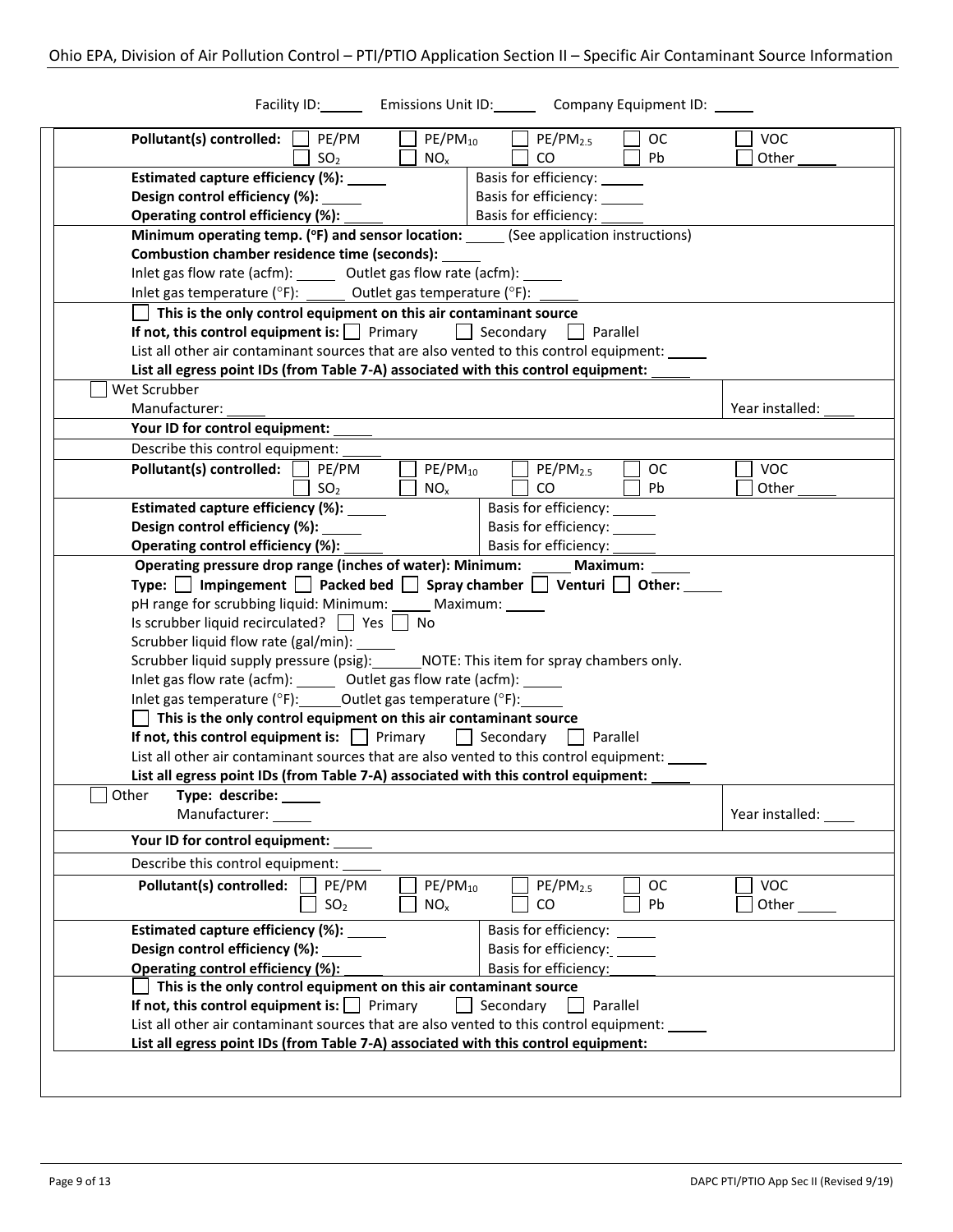Facility ID: ______ Emissions Unit ID: ______ Company Equipment ID: ______

**Pollutant(s) controlled:** ☐ PE/PM ☐ $PE/PM_{10}$ ☐ $PE/PM_{2.5}$ ☐ OC ☐ VOC ☐ $SO_2$ ☐ $NO_x$ ☐ CO ☐ Pb ☐ Other _____

| | |
|---|---|
| **Estimated capture efficiency (%):** _____ | Basis for efficiency: _____ |
| **Design control efficiency (%):** _____ | Basis for efficiency: _____ |
| **Operating control efficiency (%):** _____ | Basis for efficiency: _____ |

**Minimum operating temp. (°F) and sensor location:** _____ (See application instructions)

**Combustion chamber residence time (seconds):** _____

Inlet gas flow rate (acfm): _____ Outlet gas flow rate (acfm): _____

Inlet gas temperature (°F): _____ Outlet gas temperature (°F): _____

☐ **This is the only control equipment on this air contaminant source**

**If not, this control equipment is:** ☐ Primary ☐ Secondary ☐ Parallel

List all other air contaminant sources that are also vented to this control equipment: _____

**List all egress point IDs (from Table 7-A) associated with this control equipment:** _____

☐ Wet Scrubber

Manufacturer: _____ Year installed: ____

**Your ID for control equipment:** _____

Describe this control equipment: _____

**Pollutant(s) controlled:** ☐ PE/PM ☐ $PE/PM_{10}$ ☐ $PE/PM_{2.5}$ ☐ OC ☐ VOC ☐ $SO_2$ ☐ $NO_x$ ☐ CO ☐ Pb ☐ Other _____

| | |
|---|---|
| **Estimated capture efficiency (%):** _____ | Basis for efficiency: _____ |
| **Design control efficiency (%):** _____ | Basis for efficiency: _____ |
| **Operating control efficiency (%):** _____ | Basis for efficiency: _____ |

**Operating pressure drop range (inches of water): Minimum:** _____ **Maximum:** _____

**Type:** ☐ **Impingement** ☐ **Packed bed** ☐ **Spray chamber** ☐ **Venturi** ☐ **Other:** _____

pH range for scrubbing liquid: Minimum: _____ Maximum: _____

Is scrubber liquid recirculated? ☐ Yes ☐ No

Scrubber liquid flow rate (gal/min): _____

Scrubber liquid supply pressure (psig): ______ NOTE: This item for spray chambers only.

Inlet gas flow rate (acfm): _____ Outlet gas flow rate (acfm): _____

Inlet gas temperature (°F): _____ Outlet gas temperature (°F): _____

☐ **This is the only control equipment on this air contaminant source**

**If not, this control equipment is:** ☐ Primary ☐ Secondary ☐ Parallel

List all other air contaminant sources that are also vented to this control equipment: _____

**List all egress point IDs (from Table 7-A) associated with this control equipment:** _____

☐ Other **Type: describe:** _____

Manufacturer: _____ Year installed: ____

**Your ID for control equipment:** _____

Describe this control equipment: _____

**Pollutant(s) controlled:** ☐ PE/PM ☐ $PE/PM_{10}$ ☐ $PE/PM_{2.5}$ ☐ OC ☐ VOC ☐ $SO_2$ ☐ $NO_x$ ☐ CO ☐ Pb ☐ Other _____

| | |
|---|---|
| **Estimated capture efficiency (%):** _____ | Basis for efficiency: _____ |
| **Design control efficiency (%):** _____ | Basis for efficiency: _____ |
| **Operating control efficiency (%):** _____ | Basis for efficiency: _____ |

☐ **This is the only control equipment on this air contaminant source**

**If not, this control equipment is:** ☐ Primary ☐ Secondary ☐ Parallel

List all other air contaminant sources that are also vented to this control equipment: _____

**List all egress point IDs (from Table 7-A) associated with this control equipment:**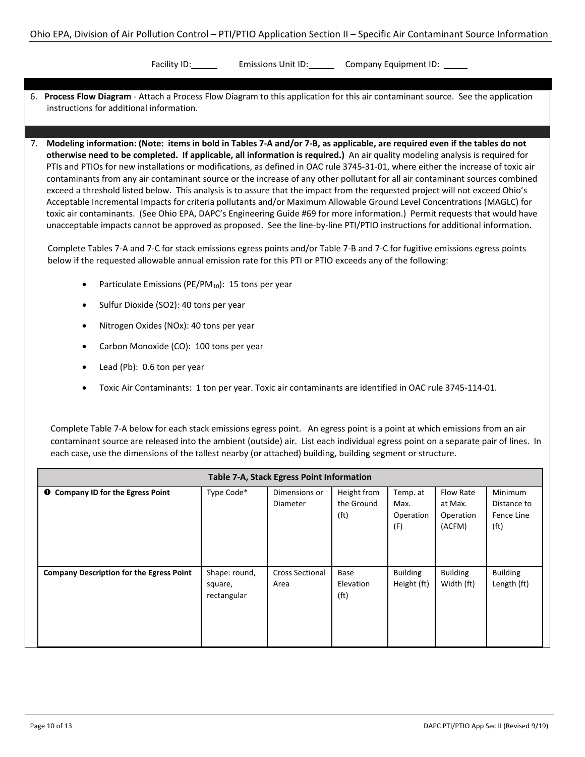Facility ID:\_\_\_\_\_\_ Emissions Unit ID:\_\_\_\_\_\_ Company Equipment ID: \_\_\_\_\_

6. **Process Flow Diagram** - Attach a Process Flow Diagram to this application for this air contaminant source. See the application instructions for additional information.

7. **Modeling information: (Note: items in bold in Tables 7-A and/or 7-B, as applicable, are required even if the tables do not otherwise need to be completed. If applicable, all information is required.)** An air quality modeling analysis is required for PTIs and PTIOs for new installations or modifications, as defined in OAC rule 3745-31-01, where either the increase of toxic air contaminants from any air contaminant source or the increase of any other pollutant for all air contaminant sources combined exceed a threshold listed below. This analysis is to assure that the impact from the requested project will not exceed Ohio's Acceptable Incremental Impacts for criteria pollutants and/or Maximum Allowable Ground Level Concentrations (MAGLC) for toxic air contaminants. (See Ohio EPA, DAPC's Engineering Guide #69 for more information.) Permit requests that would have unacceptable impacts cannot be approved as proposed. See the line-by-line PTI/PTIO instructions for additional information.

   Complete Tables 7-A and 7-C for stack emissions egress points and/or Table 7-B and 7-C for fugitive emissions egress points below if the requested allowable annual emission rate for this PTI or PTIO exceeds any of the following:

   - Particulate Emissions (PE/$PM_{10}$): 15 tons per year
   - Sulfur Dioxide (SO2): 40 tons per year
   - Nitrogen Oxides (NOx): 40 tons per year
   - Carbon Monoxide (CO): 100 tons per year
   - Lead (Pb): 0.6 ton per year
   - Toxic Air Contaminants: 1 ton per year. Toxic air contaminants are identified in OAC rule 3745-114-01.

   Complete Table 7-A below for each stack emissions egress point. An egress point is a point at which emissions from an air contaminant source are released into the ambient (outside) air. List each individual egress point on a separate pair of lines. In each case, use the dimensions of the tallest nearby (or attached) building, building segment or structure.

| Table 7-A, Stack Egress Point Information | | | | | | |
|---|---|---|---|---|---|---|
| **❶ Company ID for the Egress Point** | Type Code* | Dimensions or Diameter | Height from the Ground (ft) | Temp. at Max. Operation (F) | Flow Rate at Max. Operation (ACFM) | Minimum Distance to Fence Line (ft) |
| **Company Description for the Egress Point** | Shape: round, square, rectangular | Cross Sectional Area | Base Elevation (ft) | Building Height (ft) | Building Width (ft) | Building Length (ft) |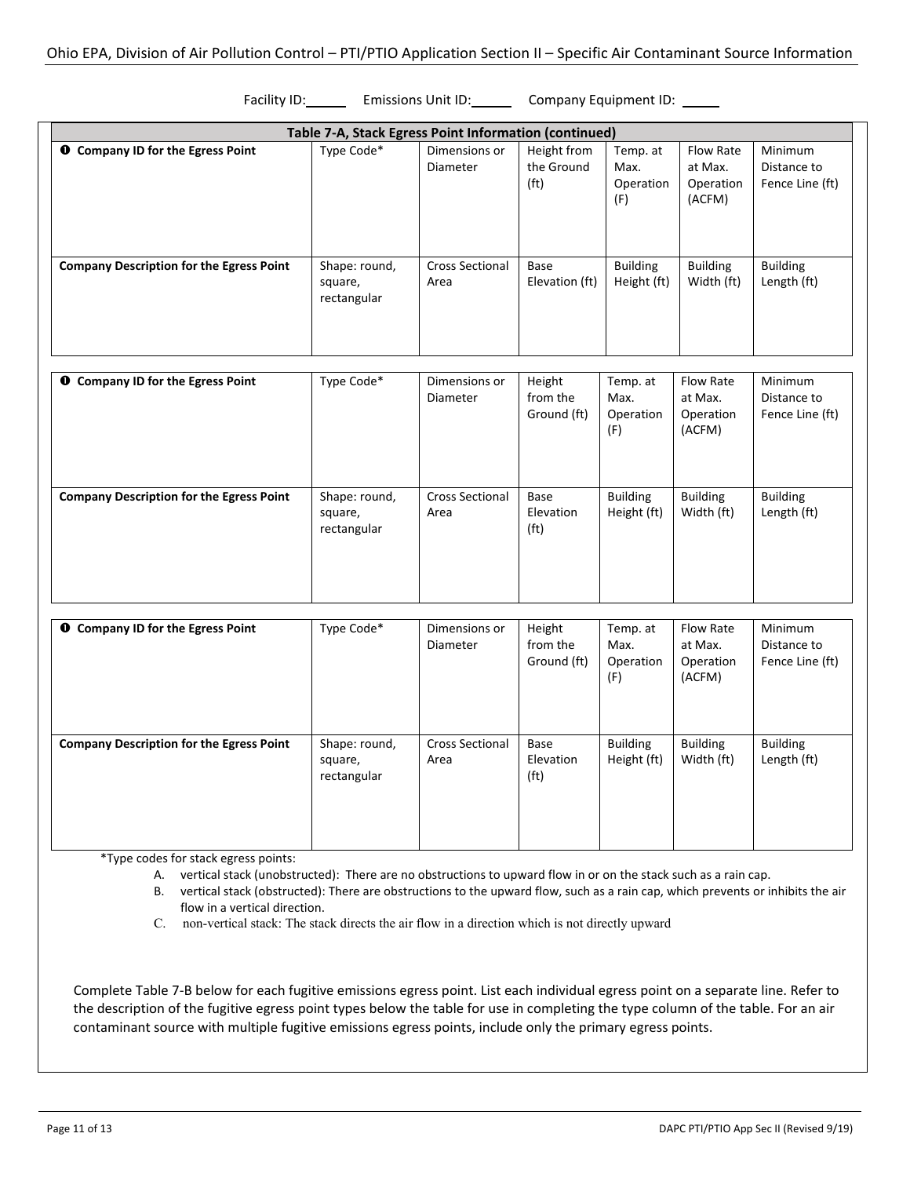Facility ID:\_\_\_\_\_\_ Emissions Unit ID:\_\_\_\_\_\_ Company Equipment ID: \_\_\_\_\_

**Table 7-A, Stack Egress Point Information (continued)**

| ❶ **Company ID for the Egress Point** | Type Code* | Dimensions or Diameter | Height from the Ground (ft) | Temp. at Max. Operation (F) | Flow Rate at Max. Operation (ACFM) | Minimum Distance to Fence Line (ft) |
|---|---|---|---|---|---|---|
| | | | | | | |
| **Company Description for the Egress Point** | Shape: round, square, rectangular | Cross Sectional Area | Base Elevation (ft) | Building Height (ft) | Building Width (ft) | Building Length (ft) |
| | | | | | | |

| ❶ **Company ID for the Egress Point** | Type Code* | Dimensions or Diameter | Height from the Ground (ft) | Temp. at Max. Operation (F) | Flow Rate at Max. Operation (ACFM) | Minimum Distance to Fence Line (ft) |
|---|---|---|---|---|---|---|
| | | | | | | |
| **Company Description for the Egress Point** | Shape: round, square, rectangular | Cross Sectional Area | Base Elevation (ft) | Building Height (ft) | Building Width (ft) | Building Length (ft) |
| | | | | | | |

| ❶ **Company ID for the Egress Point** | Type Code* | Dimensions or Diameter | Height from the Ground (ft) | Temp. at Max. Operation (F) | Flow Rate at Max. Operation (ACFM) | Minimum Distance to Fence Line (ft) |
|---|---|---|---|---|---|---|
| | | | | | | |
| **Company Description for the Egress Point** | Shape: round, square, rectangular | Cross Sectional Area | Base Elevation (ft) | Building Height (ft) | Building Width (ft) | Building Length (ft) |
| | | | | | | |

*Type codes for stack egress points:

A. vertical stack (unobstructed): There are no obstructions to upward flow in or on the stack such as a rain cap.
B. vertical stack (obstructed): There are obstructions to the upward flow, such as a rain cap, which prevents or inhibits the air flow in a vertical direction.
C. non-vertical stack: The stack directs the air flow in a direction which is not directly upward

Complete Table 7-B below for each fugitive emissions egress point. List each individual egress point on a separate line. Refer to the description of the fugitive egress point types below the table for use in completing the type column of the table. For an air contaminant source with multiple fugitive emissions egress points, include only the primary egress points.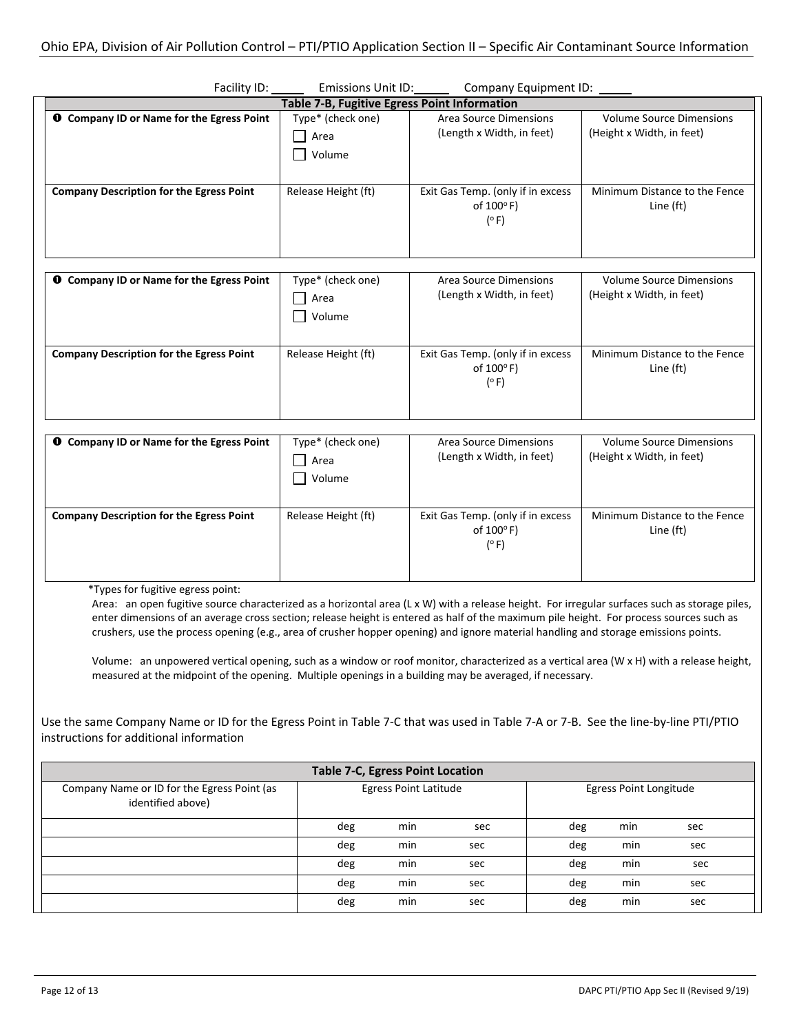Facility ID: _____ Emissions Unit ID: _____ Company Equipment ID: _____

**Table 7-B, Fugitive Egress Point Information**

| ➊ Company ID or Name for the Egress Point | Type* (check one) ☐ Area ☐ Volume | Area Source Dimensions (Length x Width, in feet) | Volume Source Dimensions (Height x Width, in feet) |
|---|---|---|---|
| | | | |
| **Company Description for the Egress Point** | Release Height (ft) | Exit Gas Temp. (only if in excess of 100° F) (° F) | Minimum Distance to the Fence Line (ft) |
| | | | |

| ➊ Company ID or Name for the Egress Point | Type* (check one) ☐ Area ☐ Volume | Area Source Dimensions (Length x Width, in feet) | Volume Source Dimensions (Height x Width, in feet) |
|---|---|---|---|
| | | | |
| **Company Description for the Egress Point** | Release Height (ft) | Exit Gas Temp. (only if in excess of 100° F) (° F) | Minimum Distance to the Fence Line (ft) |
| | | | |

| ➊ Company ID or Name for the Egress Point | Type* (check one) ☐ Area ☐ Volume | Area Source Dimensions (Length x Width, in feet) | Volume Source Dimensions (Height x Width, in feet) |
|---|---|---|---|
| | | | |
| **Company Description for the Egress Point** | Release Height (ft) | Exit Gas Temp. (only if in excess of 100° F) (° F) | Minimum Distance to the Fence Line (ft) |
| | | | |

*Types for fugitive egress point:

Area: an open fugitive source characterized as a horizontal area (L x W) with a release height. For irregular surfaces such as storage piles, enter dimensions of an average cross section; release height is entered as half of the maximum pile height. For process sources such as crushers, use the process opening (e.g., area of crusher hopper opening) and ignore material handling and storage emissions points.

Volume: an unpowered vertical opening, such as a window or roof monitor, characterized as a vertical area (W x H) with a release height, measured at the midpoint of the opening. Multiple openings in a building may be averaged, if necessary.

Use the same Company Name or ID for the Egress Point in Table 7-C that was used in Table 7-A or 7-B. See the line-by-line PTI/PTIO instructions for additional information

**Table 7-C, Egress Point Location**

| Company Name or ID for the Egress Point (as identified above) | Egress Point Latitude | Egress Point Longitude |
|---|---|---|
| | deg min sec | deg min sec |
| | deg min sec | deg min sec |
| | deg min sec | deg min sec |
| | deg min sec | deg min sec |
| | deg min sec | deg min sec |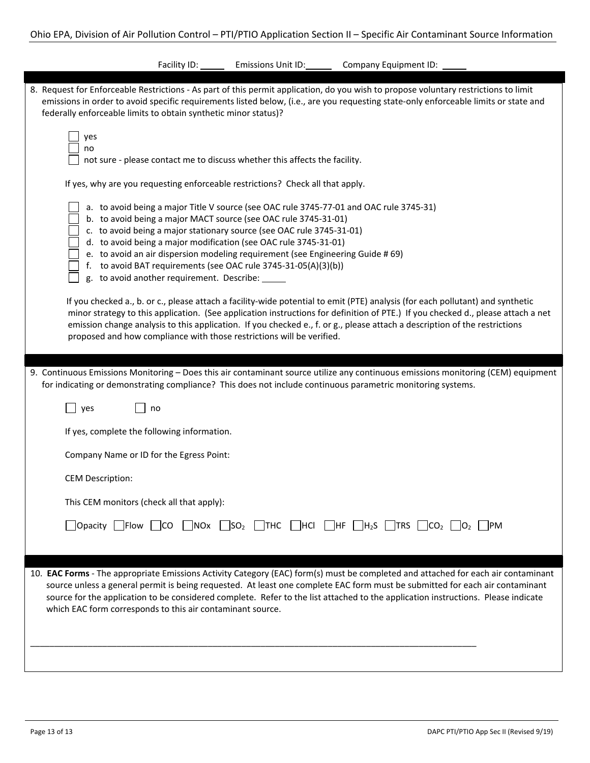Facility ID: \_\_\_\_\_ Emissions Unit ID: \_\_\_\_\_ Company Equipment ID: \_\_\_\_\_

8. Request for Enforceable Restrictions - As part of this permit application, do you wish to propose voluntary restrictions to limit emissions in order to avoid specific requirements listed below, (i.e., are you requesting state-only enforceable limits or state and federally enforceable limits to obtain synthetic minor status)?

   ☐ yes
   ☐ no
   ☐ not sure - please contact me to discuss whether this affects the facility.

   If yes, why are you requesting enforceable restrictions? Check all that apply.

   ☐ a. to avoid being a major Title V source (see OAC rule 3745-77-01 and OAC rule 3745-31)
   ☐ b. to avoid being a major MACT source (see OAC rule 3745-31-01)
   ☐ c. to avoid being a major stationary source (see OAC rule 3745-31-01)
   ☐ d. to avoid being a major modification (see OAC rule 3745-31-01)
   ☐ e. to avoid an air dispersion modeling requirement (see Engineering Guide # 69)
   ☐ f. to avoid BAT requirements (see OAC rule 3745-31-05(A)(3)(b))
   ☐ g. to avoid another requirement. Describe: \_\_\_\_\_

   If you checked a., b. or c., please attach a facility-wide potential to emit (PTE) analysis (for each pollutant) and synthetic minor strategy to this application. (See application instructions for definition of PTE.) If you checked d., please attach a net emission change analysis to this application. If you checked e., f. or g., please attach a description of the restrictions proposed and how compliance with those restrictions will be verified.

9. Continuous Emissions Monitoring – Does this air contaminant source utilize any continuous emissions monitoring (CEM) equipment for indicating or demonstrating compliance? This does not include continuous parametric monitoring systems.

   ☐ yes ☐ no

   If yes, complete the following information.

   Company Name or ID for the Egress Point:

   CEM Description:

   This CEM monitors (check all that apply):

   ☐ Opacity ☐ Flow ☐ CO ☐ NOx ☐ $SO_2$ ☐ THC ☐ HCl ☐ HF ☐ $H_2S$ ☐ TRS ☐ $CO_2$ ☐ $O_2$ ☐ PM

10. **EAC Forms** - The appropriate Emissions Activity Category (EAC) form(s) must be completed and attached for each air contaminant source unless a general permit is being requested. At least one complete EAC form must be submitted for each air contaminant source for the application to be considered complete. Refer to the list attached to the application instructions. Please indicate which EAC form corresponds to this air contaminant source.

\_\_\_\_\_\_\_\_\_\_\_\_\_\_\_\_\_\_\_\_\_\_\_\_\_\_\_\_\_\_\_\_\_\_\_\_\_\_\_\_\_\_\_\_\_\_\_\_\_\_\_\_\_\_\_\_\_\_\_\_\_\_\_\_\_\_\_\_\_\_\_\_\_\_\_\_\_\_\_\_\_\_\_\_\_\_\_\_